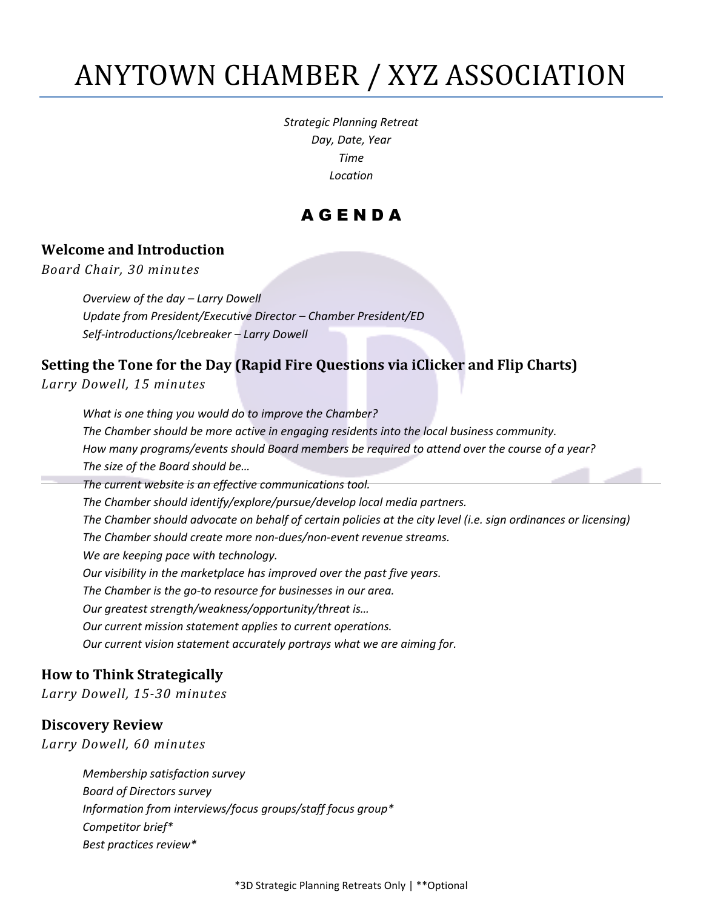# ANYTOWN CHAMBER / XYZ ASSOCIATION

*Strategic Planning Retreat*
*Day, Date, Year*
*Time*
*Location*

## AGENDA

### Welcome and Introduction

*Board Chair, 30 minutes*

*Overview of the day – Larry Dowell*
*Update from President/Executive Director – Chamber President/ED*
*Self-introductions/Icebreaker – Larry Dowell*

### Setting the Tone for the Day (Rapid Fire Questions via iClicker and Flip Charts)

*Larry Dowell, 15 minutes*

*What is one thing you would do to improve the Chamber?*
*The Chamber should be more active in engaging residents into the local business community.*
*How many programs/events should Board members be required to attend over the course of a year?*
*The size of the Board should be…*
*The current website is an effective communications tool.*
*The Chamber should identify/explore/pursue/develop local media partners.*
*The Chamber should advocate on behalf of certain policies at the city level (i.e. sign ordinances or licensing)*
*The Chamber should create more non-dues/non-event revenue streams.*
*We are keeping pace with technology.*
*Our visibility in the marketplace has improved over the past five years.*
*The Chamber is the go-to resource for businesses in our area.*
*Our greatest strength/weakness/opportunity/threat is…*
*Our current mission statement applies to current operations.*
*Our current vision statement accurately portrays what we are aiming for.*

### How to Think Strategically

*Larry Dowell, 15-30 minutes*

### Discovery Review

*Larry Dowell, 60 minutes*

*Membership satisfaction survey*
*Board of Directors survey*
*Information from interviews/focus groups/staff focus group\**
*Competitor brief\**
*Best practices review\**

\*3D Strategic Planning Retreats Only | \*\*Optional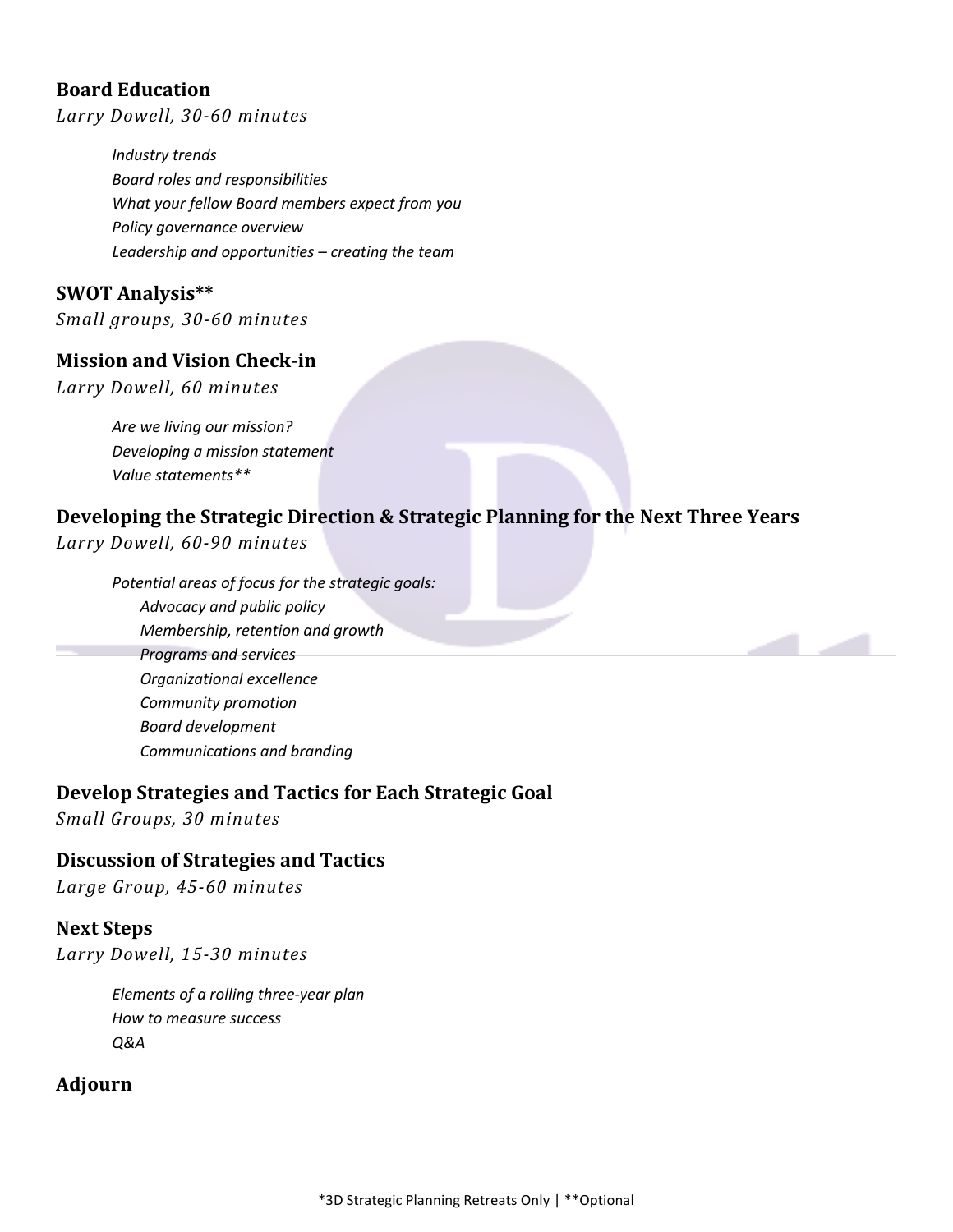## Board Education

*Larry Dowell, 30-60 minutes*

*Industry trends*
*Board roles and responsibilities*
*What your fellow Board members expect from you*
*Policy governance overview*
*Leadership and opportunities – creating the team*

## SWOT Analysis**

*Small groups, 30-60 minutes*

## Mission and Vision Check-in

*Larry Dowell, 60 minutes*

*Are we living our mission?*
*Developing a mission statement*
*Value statements***

## Developing the Strategic Direction & Strategic Planning for the Next Three Years

*Larry Dowell, 60-90 minutes*

*Potential areas of focus for the strategic goals:*

- *Advocacy and public policy*
- *Membership, retention and growth*
- *Programs and services*
- *Organizational excellence*
- *Community promotion*
- *Board development*
- *Communications and branding*

## Develop Strategies and Tactics for Each Strategic Goal

*Small Groups, 30 minutes*

## Discussion of Strategies and Tactics

*Large Group, 45-60 minutes*

## Next Steps

*Larry Dowell, 15-30 minutes*

*Elements of a rolling three-year plan*
*How to measure success*
*Q&A*

## Adjourn

*3D Strategic Planning Retreats Only | **Optional